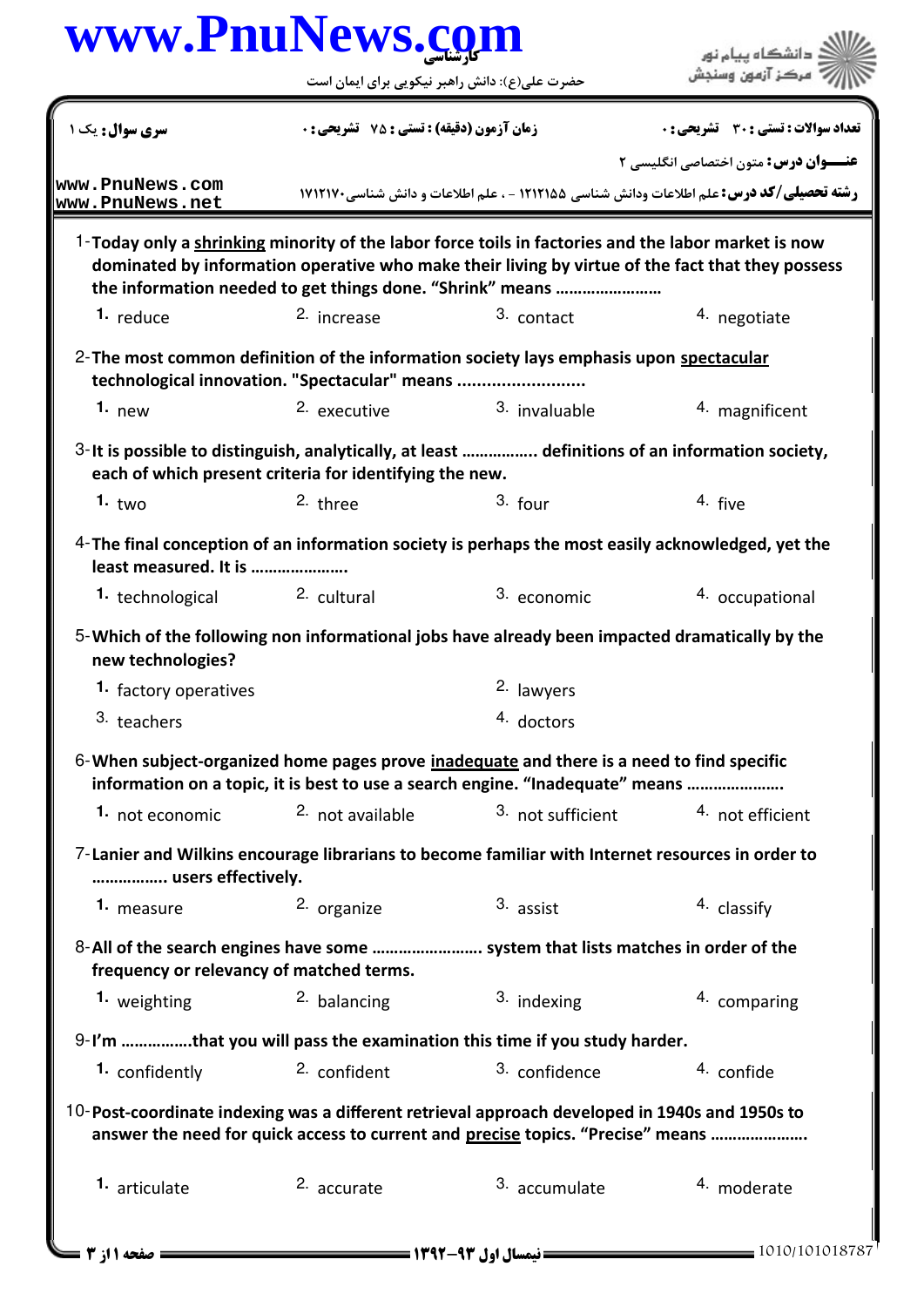www.PnuNews.com

کارشناسی

حضرت علی(ع): دانش راهبر نیکویی برای ایمان است

دانشگاه پیام نور
مرکز آزمون وسنجش

**سری سوال:** یک ۱

**زمان آزمون (دقیقه) : تستی : ۷۵ تشریحی : ۰**

**تعداد سوالات : تستی : ۳۰ تشریحی : ۰**

**عنـــوان درس:** متون اختصاصی انگلیسی ۲

**رشته تحصیلی/کد درس:** علم اطلاعات ودانش شناسی ۱۲۱۲۱۵۵ - ، علم اطلاعات و دانش شناسی۱۷۱۲۱۷۰

www.PnuNews.com
www.PnuNews.net

1- **Today only a <u>shrinking</u> minority of the labor force toils in factories and the labor market is now dominated by information operative who make their living by virtue of the fact that they possess the information needed to get things done. "Shrink" means ......................**

1. reduce
2. increase
3. contact
4. negotiate

2- **The most common definition of the information society lays emphasis upon <u>spectacular</u> technological innovation. "Spectacular" means ..........................**

1. new
2. executive
3. invaluable
4. magnificent

3- **It is possible to distinguish, analytically, at least ................ definitions of an information society, each of which present criteria for identifying the new.**

1. two
2. three
3. four
4. five

4- **The final conception of an information society is perhaps the most easily acknowledged, yet the least measured. It is ......................**

1. technological
2. cultural
3. economic
4. occupational

5- **Which of the following non informational jobs have already been impacted dramatically by the new technologies?**

1. factory operatives
2. lawyers
3. teachers
4. doctors

6- **When subject-organized home pages prove <u>inadequate</u> and there is a need to find specific information on a topic, it is best to use a search engine. "Inadequate" means ......................**

1. not economic
2. not available
3. not sufficient
4. not efficient

7- **Lanier and Wilkins encourage librarians to become familiar with Internet resources in order to ................ users effectively.**

1. measure
2. organize
3. assist
4. classify

8- **All of the search engines have some ........................ system that lists matches in order of the frequency or relevancy of matched terms.**

1. weighting
2. balancing
3. indexing
4. comparing

9- **I'm ................that you will pass the examination this time if you study harder.**

1. confidently
2. confident
3. confidence
4. confide

10- **Post-coordinate indexing was a different retrieval approach developed in 1940s and 1950s to answer the need for quick access to current and <u>precise</u> topics. "Precise" means ......................**

1. articulate
2. accurate
3. accumulate
4. moderate

**نیمسال اول ۹۳-۱۳۹۲**

1010/101018787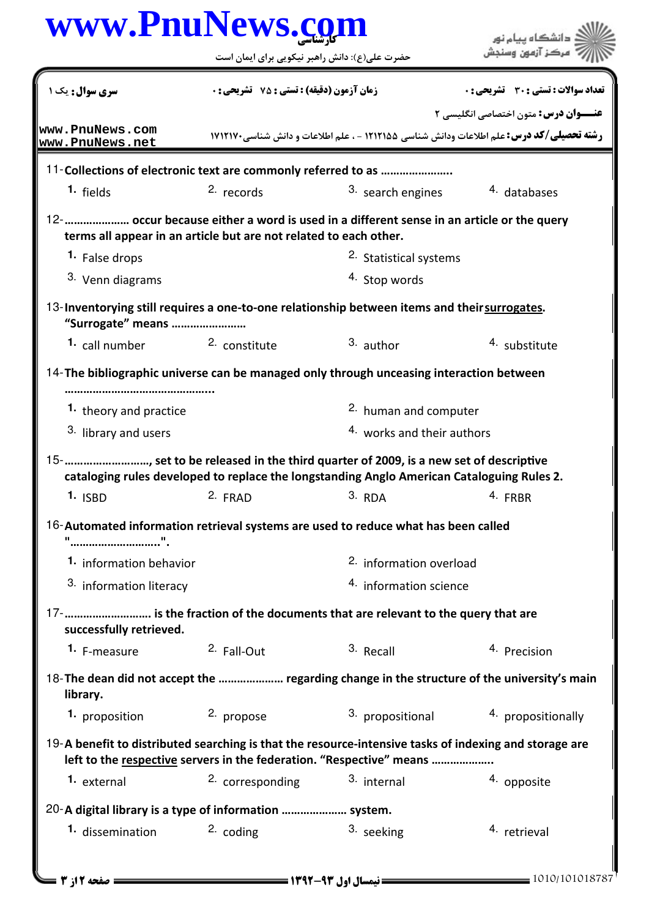سری سوال: یک ۱ | زمان آزمون (دقیقه) : تستی : ۷۵ تشریحی : ۰ | تعداد سوالات : تستی : ۳۰ تشریحی : ۰

عنـــوان درس: متون اختصاصی انگلیسی ۲

رشته تحصیلی/کد درس: علم اطلاعات ودانش شناسی ۱۲۱۲۱۵۵ - ، علم اطلاعات و دانش شناسی۱۷۱۲۱۷۰

11-**Collections of electronic text are commonly referred to as .....................**

1. fields 2. records 3. search engines 4. databases

12-**.................... occur because either a word is used in a different sense in an article or the query terms all appear in an article but are not related to each other.**

1. False drops
2. Statistical systems
3. Venn diagrams
4. Stop words

13-**Inventorying still requires a one-to-one relationship between items and their surrogates. "Surrogate" means .......................**

1. call number 2. constitute 3. author 4. substitute

14-**The bibliographic universe can be managed only through unceasing interaction between ..........................................**

1. theory and practice
2. human and computer
3. library and users
4. works and their authors

15-**........................., set to be released in the third quarter of 2009, is a new set of descriptive cataloging rules developed to replace the longstanding Anglo American Cataloguing Rules 2.**

1. ISBD 2. FRAD 3. RDA 4. FRBR

16-**Automated information retrieval systems are used to reduce what has been called "...........................".**

1. information behavior
2. information overload
3. information literacy
4. information science

17-**.......................... is the fraction of the documents that are relevant to the query that are successfully retrieved.**

1. F-measure 2. Fall-Out 3. Recall 4. Precision

18-**The dean did not accept the .................... regarding change in the structure of the university's main library.**

1. proposition 2. propose 3. propositional 4. propositionally

19-**A benefit to distributed searching is that the resource-intensive tasks of indexing and storage are left to the respective servers in the federation. "Respective" means ...................**

1. external 2. corresponding 3. internal 4. opposite

20-**A digital library is a type of information .................... system.**

1. dissemination 2. coding 3. seeking 4. retrieval

نیمسال اول ۹۳-۱۳۹۲

1010/101018787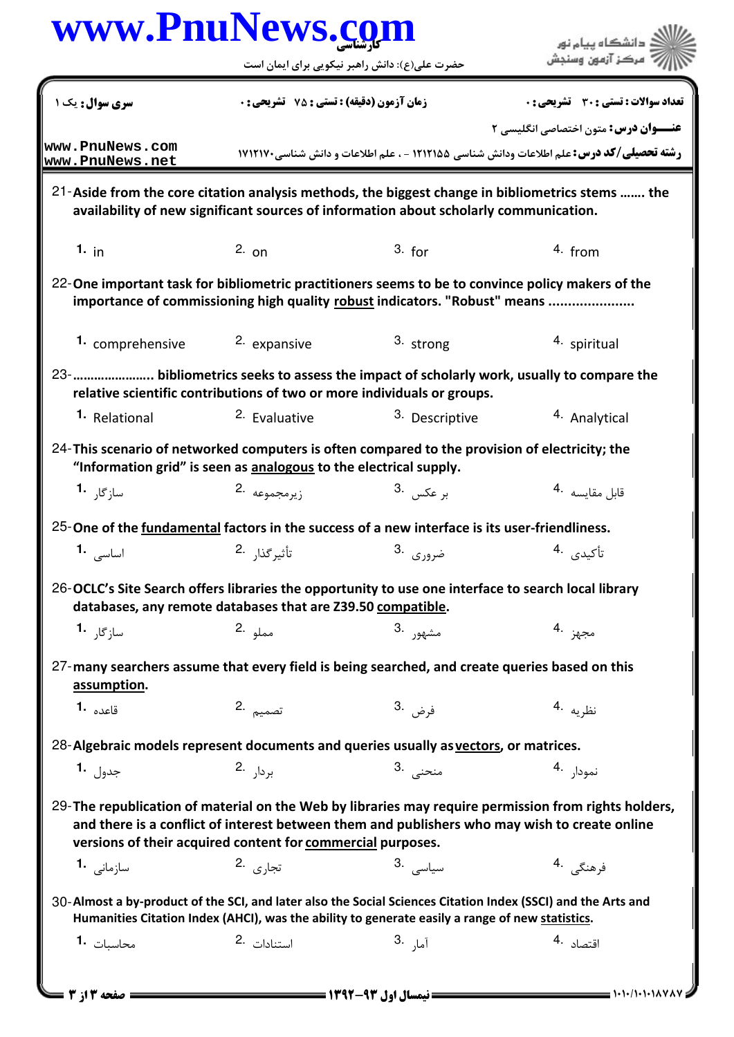21-Aside from the core citation analysis methods, the biggest change in bibliometrics stems ....... the availability of new significant sources of information about scholarly communication.

1. in
2. on
3. for
4. from

22-One important task for bibliometric practitioners seems to be to convince policy makers of the importance of commissioning high quality robust indicators. "Robust" means ......................

1. comprehensive
2. expansive
3. strong
4. spiritual

23-...................... bibliometrics seeks to assess the impact of scholarly work, usually to compare the relative scientific contributions of two or more individuals or groups.

1. Relational
2. Evaluative
3. Descriptive
4. Analytical

24-This scenario of networked computers is often compared to the provision of electricity; the "Information grid" is seen as analogous to the electrical supply.

1. سازگار
2. زیرمجموعه
3. بر عکس
4. قابل مقایسه

25-One of the fundamental factors in the success of a new interface is its user-friendliness.

1. اساسی
2. تأثیرگذار
3. ضروری
4. تأکیدی

26-OCLC's Site Search offers libraries the opportunity to use one interface to search local library databases, any remote databases that are Z39.50 compatible.

1. سازگار
2. مملو
3. مشهور
4. مجهز

27-many searchers assume that every field is being searched, and create queries based on this assumption.

1. قاعده
2. تصمیم
3. فرض
4. نظریه

28-Algebraic models represent documents and queries usually as vectors, or matrices.

1. جدول
2. بردار
3. منحنی
4. نمودار

29-The republication of material on the Web by libraries may require permission from rights holders, and there is a conflict of interest between them and publishers who may wish to create online versions of their acquired content for commercial purposes.

1. سازمانی
2. تجاری
3. سیاسی
4. فرهنگی

30-Almost a by-product of the SCI, and later also the Social Sciences Citation Index (SSCI) and the Arts and Humanities Citation Index (AHCI), was the ability to generate easily a range of new statistics.

1. محاسبات
2. استنادات
3. آمار
4. اقتصاد